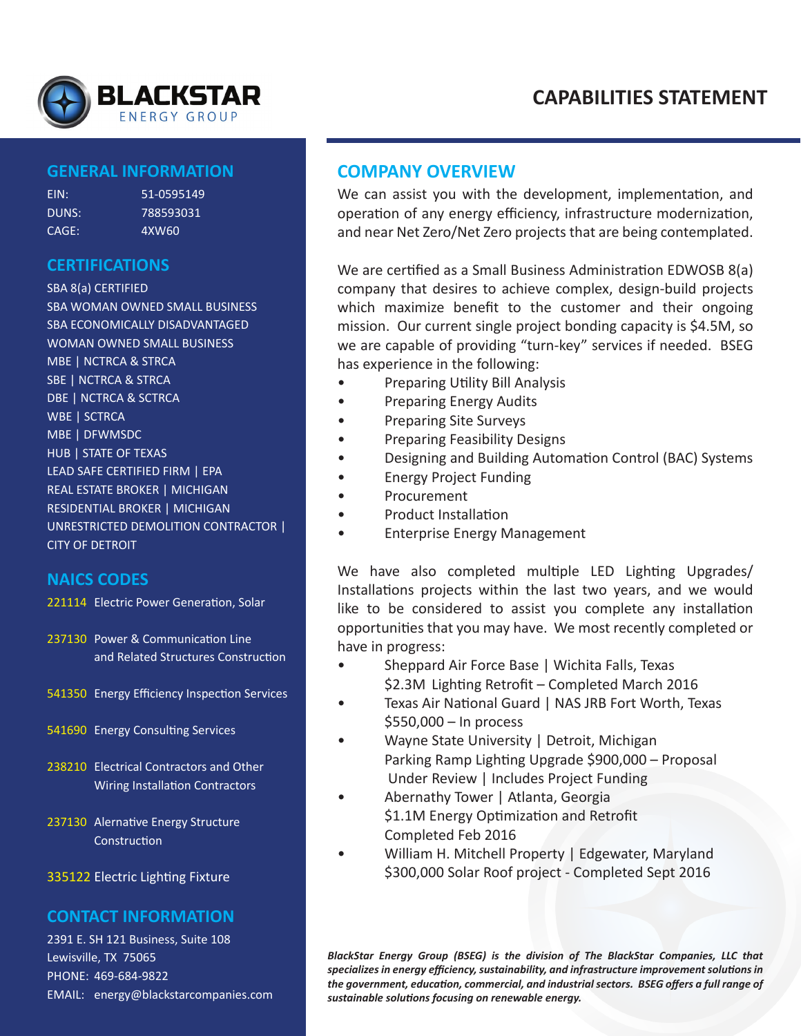# BLACKSTAR ENERGY GROUP

# CAPABILITIES STATEMENT

## GENERAL INFORMATION

EIN: 51-0595149
DUNS: 788593031
CAGE: 4XW60

## CERTIFICATIONS

SBA 8(a) CERTIFIED
SBA WOMAN OWNED SMALL BUSINESS
SBA ECONOMICALLY DISADVANTAGED
WOMAN OWNED SMALL BUSINESS
MBE | NCTRCA & STRCA
SBE | NCTRCA & STRCA
DBE | NCTRCA & SCTRCA
WBE | SCTRCA
MBE | DFWMSDC
HUB | STATE OF TEXAS
LEAD SAFE CERTIFIED FIRM | EPA
REAL ESTATE BROKER | MICHIGAN
RESIDENTIAL BROKER | MICHIGAN
UNRESTRICTED DEMOLITION CONTRACTOR | CITY OF DETROIT

## NAICS CODES

221114 Electric Power Generation, Solar

237130 Power & Communication Line and Related Structures Construction

541350 Energy Efficiency Inspection Services

541690 Energy Consulting Services

238210 Electrical Contractors and Other Wiring Installation Contractors

237130 Alernative Energy Structure Construction

335122 Electric Lighting Fixture

## CONTACT INFORMATION

2391 E. SH 121 Business, Suite 108
Lewisville, TX 75065
PHONE: 469-684-9822
EMAIL: energy@blackstarcompanies.com

## COMPANY OVERVIEW

We can assist you with the development, implementation, and operation of any energy efficiency, infrastructure modernization, and near Net Zero/Net Zero projects that are being contemplated.

We are certified as a Small Business Administration EDWOSB 8(a) company that desires to achieve complex, design-build projects which maximize benefit to the customer and their ongoing mission. Our current single project bonding capacity is $4.5M, so we are capable of providing "turn-key" services if needed. BSEG has experience in the following:

- Preparing Utility Bill Analysis
- Preparing Energy Audits
- Preparing Site Surveys
- Preparing Feasibility Designs
- Designing and Building Automation Control (BAC) Systems
- Energy Project Funding
- Procurement
- Product Installation
- Enterprise Energy Management

We have also completed multiple LED Lighting Upgrades/ Installations projects within the last two years, and we would like to be considered to assist you complete any installation opportunities that you may have. We most recently completed or have in progress:

- Sheppard Air Force Base | Wichita Falls, Texas
  $2.3M Lighting Retrofit – Completed March 2016
- Texas Air National Guard | NAS JRB Fort Worth, Texas
  $550,000 – In process
- Wayne State University | Detroit, Michigan
  Parking Ramp Lighting Upgrade $900,000 – Proposal Under Review | Includes Project Funding
- Abernathy Tower | Atlanta, Georgia
  $1.1M Energy Optimization and Retrofit
  Completed Feb 2016
- William H. Mitchell Property | Edgewater, Maryland
  $300,000 Solar Roof project - Completed Sept 2016

***BlackStar Energy Group (BSEG) is the division of The BlackStar Companies, LLC that specializes in energy efficiency, sustainability, and infrastructure improvement solutions in the government, education, commercial, and industrial sectors. BSEG offers a full range of sustainable solutions focusing on renewable energy.***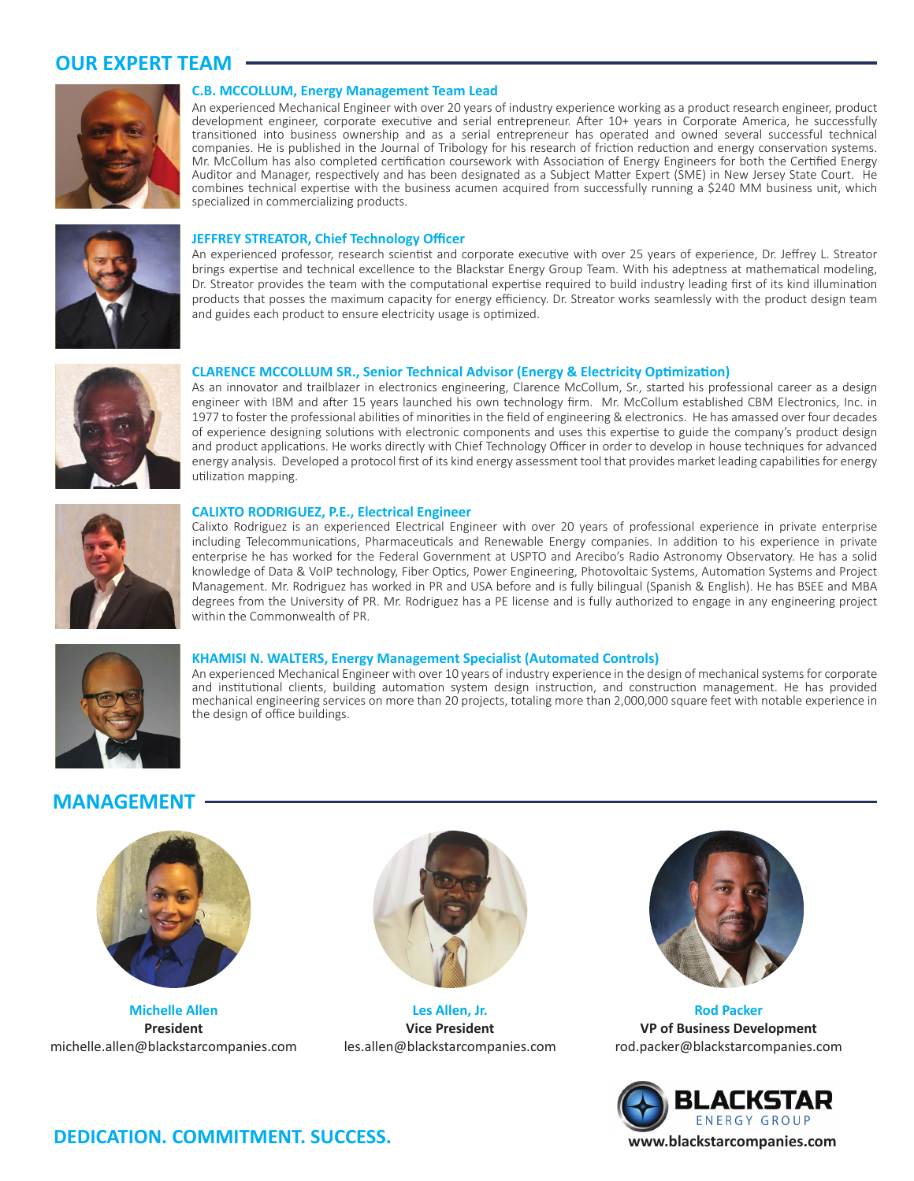## OUR EXPERT TEAM

### C.B. MCCOLLUM, Energy Management Team Lead

An experienced Mechanical Engineer with over 20 years of industry experience working as a product research engineer, product development engineer, corporate executive and serial entrepreneur. After 10+ years in Corporate America, he successfully transitioned into business ownership and as a serial entrepreneur has operated and owned several successful technical companies. He is published in the Journal of Tribology for his research of friction reduction and energy conservation systems. Mr. McCollum has also completed certification coursework with Association of Energy Engineers for both the Certified Energy Auditor and Manager, respectively and has been designated as a Subject Matter Expert (SME) in New Jersey State Court. He combines technical expertise with the business acumen acquired from successfully running a $240 MM business unit, which specialized in commercializing products.

### JEFFREY STREATOR, Chief Technology Officer

An experienced professor, research scientist and corporate executive with over 25 years of experience, Dr. Jeffrey L. Streator brings expertise and technical excellence to the Blackstar Energy Group Team. With his adeptness at mathematical modeling, Dr. Streator provides the team with the computational expertise required to build industry leading first of its kind illumination products that posses the maximum capacity for energy efficiency. Dr. Streator works seamlessly with the product design team and guides each product to ensure electricity usage is optimized.

### CLARENCE MCCOLLUM SR., Senior Technical Advisor (Energy & Electricity Optimization)

As an innovator and trailblazer in electronics engineering, Clarence McCollum, Sr., started his professional career as a design engineer with IBM and after 15 years launched his own technology firm. Mr. McCollum established CBM Electronics, Inc. in 1977 to foster the professional abilities of minorities in the field of engineering & electronics. He has amassed over four decades of experience designing solutions with electronic components and uses this expertise to guide the company's product design and product applications. He works directly with Chief Technology Officer in order to develop in house techniques for advanced energy analysis. Developed a protocol first of its kind energy assessment tool that provides market leading capabilities for energy utilization mapping.

### CALIXTO RODRIGUEZ, P.E., Electrical Engineer

Calixto Rodriguez is an experienced Electrical Engineer with over 20 years of professional experience in private enterprise including Telecommunications, Pharmaceuticals and Renewable Energy companies. In addition to his experience in private enterprise he has worked for the Federal Government at USPTO and Arecibo's Radio Astronomy Observatory. He has a solid knowledge of Data & VoIP technology, Fiber Optics, Power Engineering, Photovoltaic Systems, Automation Systems and Project Management. Mr. Rodriguez has worked in PR and USA before and is fully bilingual (Spanish & English). He has BSEE and MBA degrees from the University of PR. Mr. Rodriguez has a PE license and is fully authorized to engage in any engineering project within the Commonwealth of PR.

### KHAMISI N. WALTERS, Energy Management Specialist (Automated Controls)

An experienced Mechanical Engineer with over 10 years of industry experience in the design of mechanical systems for corporate and institutional clients, building automation system design instruction, and construction management. He has provided mechanical engineering services on more than 20 projects, totaling more than 2,000,000 square feet with notable experience in the design of office buildings.

## MANAGEMENT

**Michelle Allen**
**President**
michelle.allen@blackstarcompanies.com

**Les Allen, Jr.**
**Vice President**
les.allen@blackstarcompanies.com

**Rod Packer**
**VP of Business Development**
rod.packer@blackstarcompanies.com

**DEDICATION. COMMITMENT. SUCCESS.**

BLACKSTAR ENERGY GROUP
**www.blackstarcompanies.com**